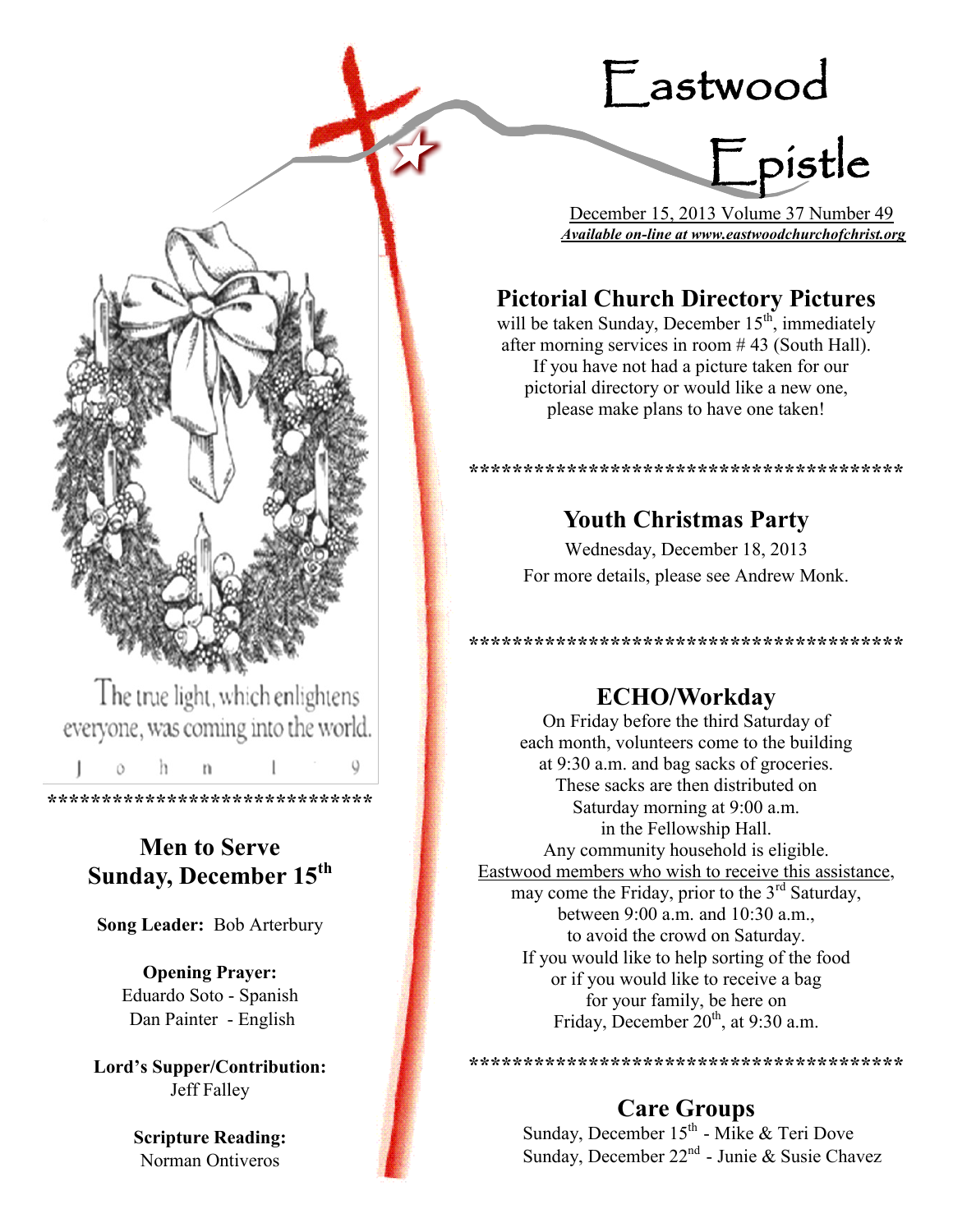# Eastwood Epistle

December 15, 2013 Volume 37 Number 49
***Available on-line at www.eastwoodchurchofchrist.org***

The true light, which enlightens everyone, was coming into the world.
John 1:9

*****************************

## Men to Serve Sunday, December 15th

**Song Leader:** Bob Arterbury

**Opening Prayer:**
Eduardo Soto - Spanish
Dan Painter - English

**Lord's Supper/Contribution:**
Jeff Falley

**Scripture Reading:**
Norman Ontiveros

## Pictorial Church Directory Pictures

will be taken Sunday, December 15th, immediately after morning services in room # 43 (South Hall). If you have not had a picture taken for our pictorial directory or would like a new one, please make plans to have one taken!

****************************************

## Youth Christmas Party

Wednesday, December 18, 2013
For more details, please see Andrew Monk.

****************************************

## ECHO/Workday

On Friday before the third Saturday of each month, volunteers come to the building at 9:30 a.m. and bag sacks of groceries. These sacks are then distributed on Saturday morning at 9:00 a.m. in the Fellowship Hall. Any community household is eligible. Eastwood members who wish to receive this assistance, may come the Friday, prior to the 3rd Saturday, between 9:00 a.m. and 10:30 a.m., to avoid the crowd on Saturday. If you would like to help sorting of the food or if you would like to receive a bag for your family, be here on Friday, December 20th, at 9:30 a.m.

****************************************

## Care Groups

Sunday, December 15th - Mike & Teri Dove
Sunday, December 22nd - Junie & Susie Chavez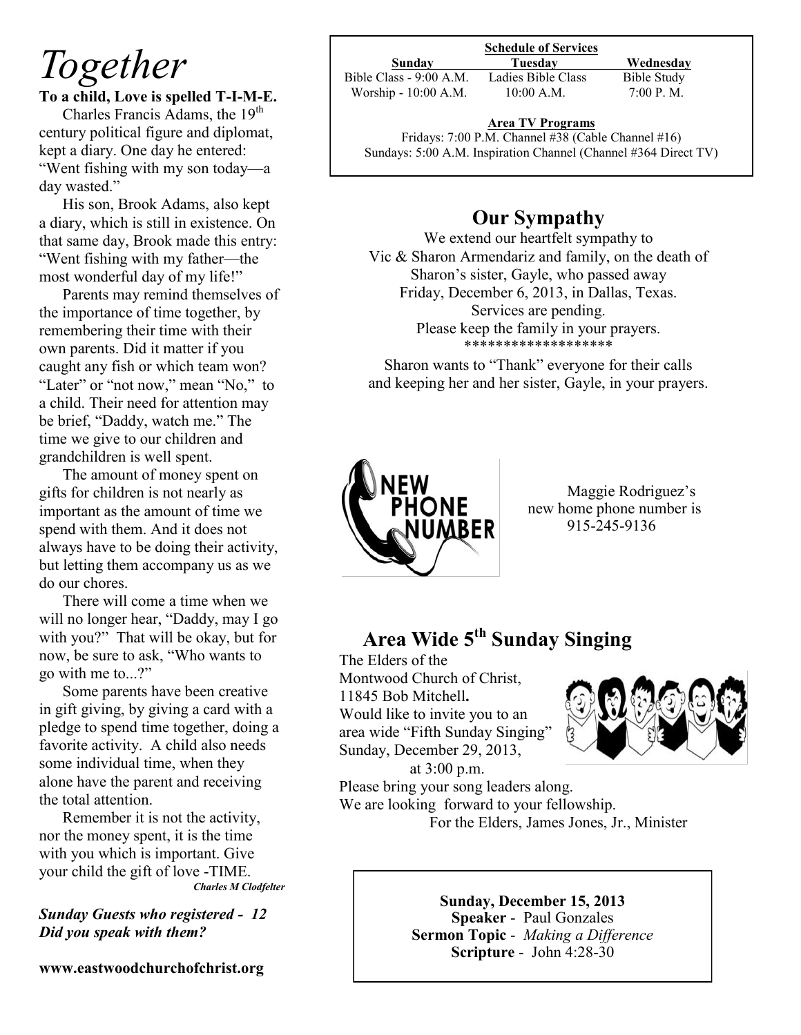# Together

**To a child, Love is spelled T-I-M-E.**

Charles Francis Adams, the 19th century political figure and diplomat, kept a diary. One day he entered: "Went fishing with my son today—a day wasted."

His son, Brook Adams, also kept a diary, which is still in existence. On that same day, Brook made this entry: "Went fishing with my father—the most wonderful day of my life!"

Parents may remind themselves of the importance of time together, by remembering their time with their own parents. Did it matter if you caught any fish or which team won? "Later" or "not now," mean "No," to a child. Their need for attention may be brief, "Daddy, watch me." The time we give to our children and grandchildren is well spent.

The amount of money spent on gifts for children is not nearly as important as the amount of time we spend with them. And it does not always have to be doing their activity, but letting them accompany us as we do our chores.

There will come a time when we will no longer hear, "Daddy, may I go with you?" That will be okay, but for now, be sure to ask, "Who wants to go with me to...?"

Some parents have been creative in gift giving, by giving a card with a pledge to spend time together, doing a favorite activity. A child also needs some individual time, when they alone have the parent and receiving the total attention.

Remember it is not the activity, nor the money spent, it is the time with you which is important. Give your child the gift of love -TIME.

***Charles M Clodfelter***

***Sunday Guests who registered - 12***
***Did you speak with them?***

**www.eastwoodchurchofchrist.org**

**Schedule of Services**

| **Sunday** | **Tuesday** | **Wednesday** |
|---|---|---|
| Bible Class - 9:00 A.M. | Ladies Bible Class | Bible Study |
| Worship - 10:00 A.M. | 10:00 A.M. | 7:00 P. M. |

**Area TV Programs**
Fridays: 7:00 P.M. Channel #38 (Cable Channel #16)
Sundays: 5:00 A.M. Inspiration Channel (Channel #364 Direct TV)

## Our Sympathy

We extend our heartfelt sympathy to Vic & Sharon Armendariz and family, on the death of Sharon's sister, Gayle, who passed away Friday, December 6, 2013, in Dallas, Texas. Services are pending. Please keep the family in your prayers.

******************

Sharon wants to "Thank" everyone for their calls and keeping her and her sister, Gayle, in your prayers.

NEW PHONE NUMBER

Maggie Rodriguez's new home phone number is 915-245-9136

## Area Wide 5th Sunday Singing

The Elders of the Montwood Church of Christ, 11845 Bob Mitchell**.**
Would like to invite you to an area wide "Fifth Sunday Singing" Sunday, December 29, 2013, at 3:00 p.m.
Please bring your song leaders along.
We are looking forward to your fellowship.
For the Elders, James Jones, Jr., Minister

**Sunday, December 15, 2013**
**Speaker** - Paul Gonzales
**Sermon Topic** - *Making a Difference*
**Scripture** - John 4:28-30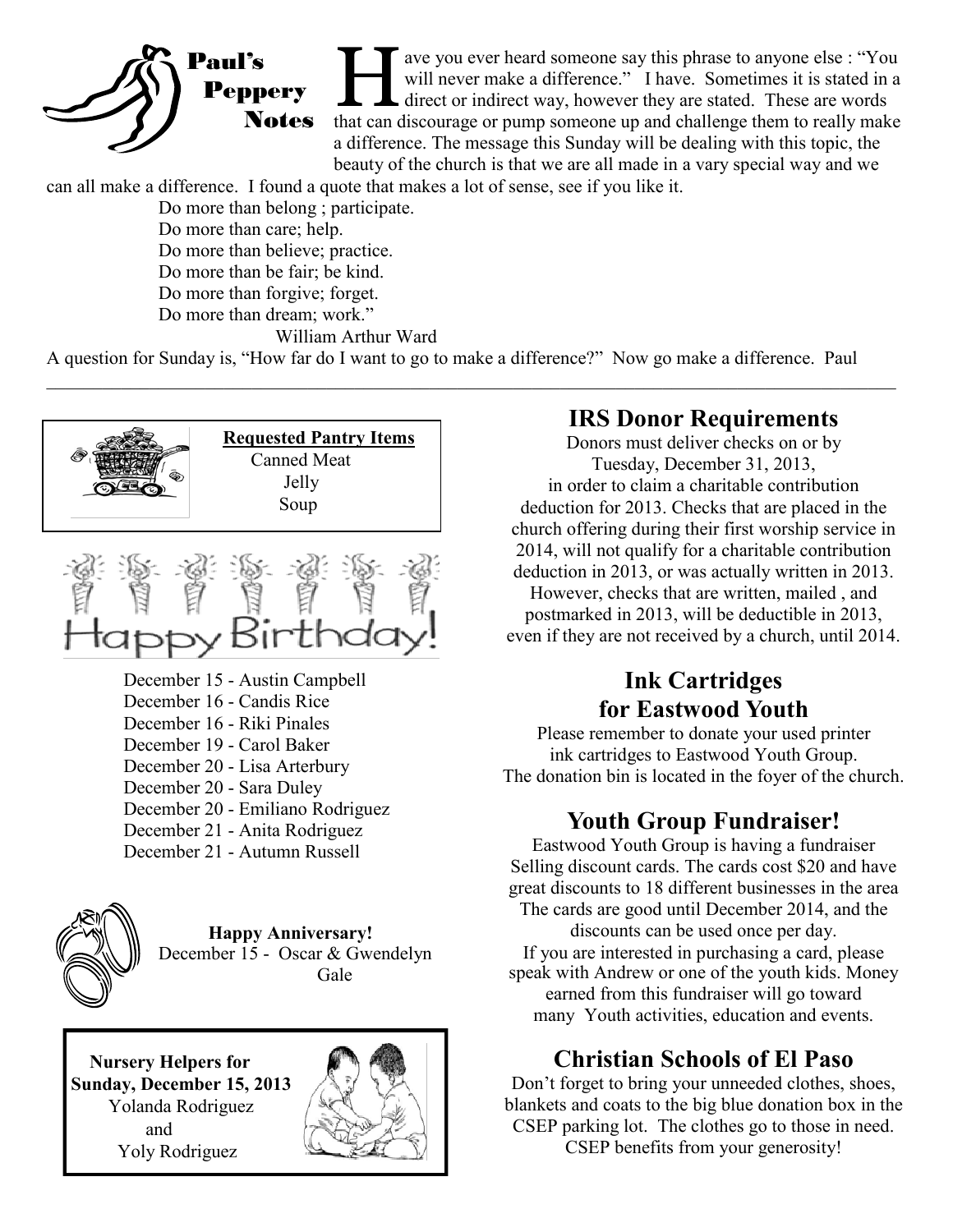# Paul's Peppery Notes

Have you ever heard someone say this phrase to anyone else : "You will never make a difference." I have. Sometimes it is stated in a direct or indirect way, however they are stated. These are words that can discourage or pump someone up and challenge them to really make a difference. The message this Sunday will be dealing with this topic, the beauty of the church is that we are all made in a vary special way and we can all make a difference. I found a quote that makes a lot of sense, see if you like it.

Do more than belong ; participate.
Do more than care; help.
Do more than believe; practice.
Do more than be fair; be kind.
Do more than forgive; forget.
Do more than dream; work."

William Arthur Ward

A question for Sunday is, "How far do I want to go to make a difference?" Now go make a difference. Paul

---

**Requested Pantry Items**

Canned Meat
Jelly
Soup

## Happy Birthday!

December 15 - Austin Campbell
December 16 - Candis Rice
December 16 - Riki Pinales
December 19 - Carol Baker
December 20 - Lisa Arterbury
December 20 - Sara Duley
December 20 - Emiliano Rodriguez
December 21 - Anita Rodriguez
December 21 - Autumn Russell

**Happy Anniversary!**

December 15 - Oscar & Gwendelyn Gale

**Nursery Helpers for Sunday, December 15, 2013**

Yolanda Rodriguez
and
Yoly Rodriguez

## IRS Donor Requirements

Donors must deliver checks on or by Tuesday, December 31, 2013, in order to claim a charitable contribution deduction for 2013. Checks that are placed in the church offering during their first worship service in 2014, will not qualify for a charitable contribution deduction in 2013, or was actually written in 2013. However, checks that are written, mailed , and postmarked in 2013, will be deductible in 2013, even if they are not received by a church, until 2014.

## Ink Cartridges for Eastwood Youth

Please remember to donate your used printer ink cartridges to Eastwood Youth Group. The donation bin is located in the foyer of the church.

## Youth Group Fundraiser!

Eastwood Youth Group is having a fundraiser Selling discount cards. The cards cost $20 and have great discounts to 18 different businesses in the area The cards are good until December 2014, and the discounts can be used once per day. If you are interested in purchasing a card, please speak with Andrew or one of the youth kids. Money earned from this fundraiser will go toward many Youth activities, education and events.

## Christian Schools of El Paso

Don't forget to bring your unneeded clothes, shoes, blankets and coats to the big blue donation box in the CSEP parking lot. The clothes go to those in need. CSEP benefits from your generosity!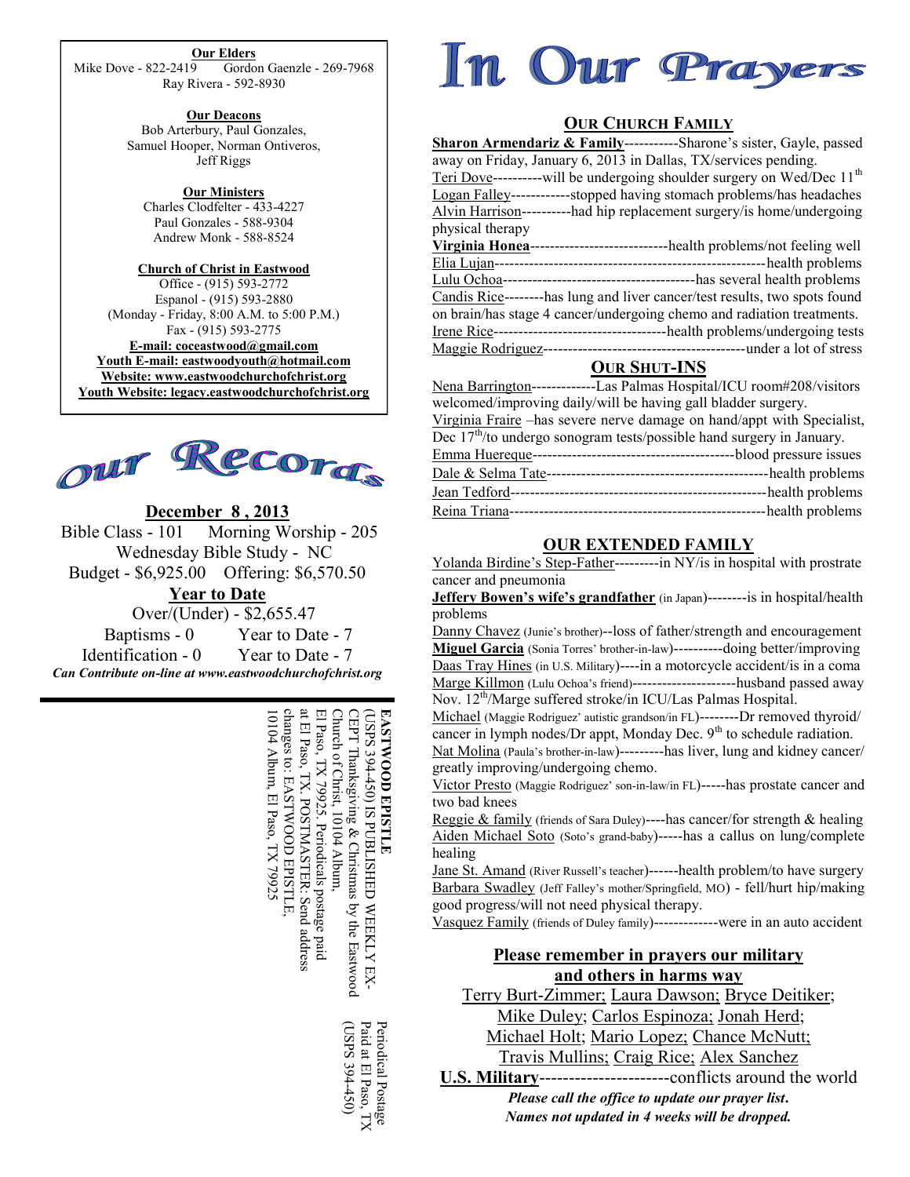**Our Elders**

Mike Dove - 822-2419  Gordon Gaenzle - 269-7968
Ray Rivera - 592-8930

**Our Deacons**

Bob Arterbury, Paul Gonzales, Samuel Hooper, Norman Ontiveros, Jeff Riggs

**Our Ministers**

Charles Clodfelter - 433-4227
Paul Gonzales - 588-9304
Andrew Monk - 588-8524

**Church of Christ in Eastwood**

Office - (915) 593-2772
Espanol - (915) 593-2880
(Monday - Friday, 8:00 A.M. to 5:00 P.M.)
Fax - (915) 593-2775
**E-mail: coceastwood@gmail.com**
**Youth E-mail: eastwoodyouth@hotmail.com**
**Website: www.eastwoodchurchofchrist.org**
**Youth Website: legacy.eastwoodchurchofchrist.org**

# Our Records

**December 8 , 2013**

Bible Class - 101  Morning Worship - 205
Wednesday Bible Study - NC
Budget - $6,925.00  Offering: $6,570.50

**Year to Date**

Over/(Under) - $2,655.47
Baptisms - 0  Year to Date - 7
Identification - 0  Year to Date - 7

*Can Contribute on-line at www.eastwoodchurchofchrist.org*

**EASTWOOD EPISTLE** (USPS 394-450) IS PUBLISHED WEEKLY EXCEPT Thanksgiving & Christmas by the Eastwood Church of Christ, 10104 Album, El Paso, TX 79925. Periodicals postage paid at El Paso, TX. POSTMASTER: Send address changes to: EASTWOOD EPISTLE, 10104 Album, El Paso, TX 79925

Periodical Postage Paid at El Paso, TX (USPS 394-450)

# In Our Prayers

## Our Church Family

**Sharon Armendariz & Family**-----------Sharone's sister, Gayle, passed away on Friday, January 6, 2013 in Dallas, TX/services pending.
Teri Dove----------will be undergoing shoulder surgery on Wed/Dec 11th
Logan Falley------------stopped having stomach problems/has headaches
Alvin Harrison----------had hip replacement surgery/is home/undergoing physical therapy
**Virginia Honea**---------------------------health problems/not feeling well
Elia Lujan------------------------------------------------------health problems
Lulu Ochoa--------------------------------------has several health problems
Candis Rice--------has lung and liver cancer/test results, two spots found on brain/has stage 4 cancer/undergoing chemo and radiation treatments.
Irene Rice----------------------------------health problems/undergoing tests
Maggie Rodriguez-----------------------------------------under a lot of stress

## Our Shut-Ins

Nena Barrington-------------Las Palmas Hospital/ICU room#208/visitors welcomed/improving daily/will be having gall bladder surgery.
Virginia Fraire –has severe nerve damage on hand/appt with Specialist, Dec 17th/to undergo sonogram tests/possible hand surgery in January.
Emma Huereque----------------------------------------blood pressure issues
Dale & Selma Tate---------------------------------------------health problems
Jean Tedford----------------------------------------------------health problems
Reina Triana---------------------------------------------------health problems

## Our Extended Family

Yolanda Birdine's Step-Father---------in NY/is in hospital with prostrate cancer and pneumonia
**Jeffery Bowen's wife's grandfather** (in Japan)--------is in hospital/health problems
Danny Chavez (Junie's brother)--loss of father/strength and encouragement
**Miguel Garcia** (Sonia Torres' brother-in-law)----------doing better/improving
Daas Tray Hines (in U.S. Military)----in a motorcycle accident/is in a coma
Marge Killmon (Lulu Ochoa's friend)---------------------husband passed away Nov. 12th/Marge suffered stroke/in ICU/Las Palmas Hospital.
Michael (Maggie Rodriguez' autistic grandson/in FL)--------Dr removed thyroid/cancer in lymph nodes/Dr appt, Monday Dec. 9th to schedule radiation.
Nat Molina (Paula's brother-in-law)---------has liver, lung and kidney cancer/greatly improving/undergoing chemo.
Victor Presto (Maggie Rodriguez' son-in-law/in FL)-----has prostate cancer and two bad knees
Reggie & family (friends of Sara Duley)----has cancer/for strength & healing
Aiden Michael Soto (Soto's grand-baby)-----has a callus on lung/complete healing
Jane St. Amand (River Russell's teacher)------health problem/to have surgery
Barbara Swadley (Jeff Falley's mother/Springfield, MO) - fell/hurt hip/making good progress/will not need physical therapy.
Vasquez Family (friends of Duley family)-------------were in an auto accident

**Please remember in prayers our military and others in harms way**

Terry Burt-Zimmer; Laura Dawson; Bryce Deitiker; Mike Duley; Carlos Espinoza; Jonah Herd; Michael Holt; Mario Lopez; Chance McNutt; Travis Mullins; Craig Rice; Alex Sanchez

**U.S. Military**----------------------conflicts around the world

***Please call the office to update our prayer list.***
***Names not updated in 4 weeks will be dropped.***